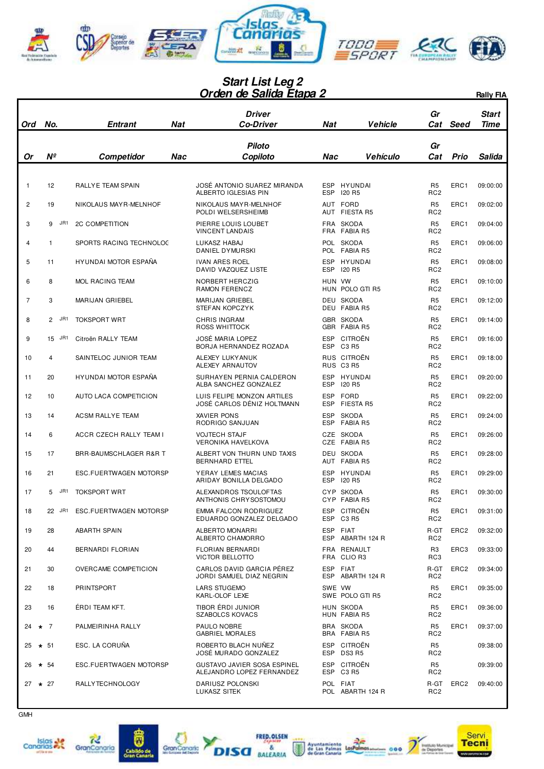# Start List Leg 2
# Orden de Salida Etapa 2

Rally FIA

| Ord / Or | No. / Nº | Entrant / Competidor | Nat / Nac | Driver / Piloto<br>Co-Driver / Copiloto | Nat / Nac | Vehicle / Vehículo | Gr Cat | Seed / Prio | Start Time / Salida |
|---|---|---|---|---|---|---|---|---|---|
| 1 | 12 | RALLYE TEAM SPAIN | | JOSÉ ANTONIO SUAREZ MIRANDA<br>ALBERTO IGLESIAS PIN | ESP<br>ESP | HYUNDAI<br>I20 R5 | R5<br>RC2 | ERC1 | 09:00:00 |
| 2 | 19 | NIKOLAUS MAYR-MELNHOF | | NIKOLAUS MAYR-MELNHOF<br>POLDI WELSERSHEIMB | AUT<br>AUT | FORD<br>FIESTA R5 | R5<br>RC2 | ERC1 | 09:02:00 |
| 3 | 9 JR1 | 2C COMPETITION | | PIERRE LOUIS LOUBET<br>VINCENT LANDAIS | FRA<br>FRA | SKODA<br>FABIA R5 | R5<br>RC2 | ERC1 | 09:04:00 |
| 4 | 1 | SPORTS RACING TECHNOLOG | | LUKASZ HABAJ<br>DANIEL DYMURSKI | POL<br>POL | SKODA<br>FABIA R5 | R5<br>RC2 | ERC1 | 09:06:00 |
| 5 | 11 | HYUNDAI MOTOR ESPAÑA | | IVAN ARES ROEL<br>DAVID VAZQUEZ LISTE | ESP<br>ESP | HYUNDAI<br>I20 R5 | R5<br>RC2 | ERC1 | 09:08:00 |
| 6 | 8 | MOL RACING TEAM | | NORBERT HERCZIG<br>RAMON FERENCZ | HUN<br>HUN | VW<br>POLO GTI R5 | R5<br>RC2 | ERC1 | 09:10:00 |
| 7 | 3 | MARIJAN GRIEBEL | | MARIJAN GRIEBEL<br>STEFAN KOPCZYK | DEU<br>DEU | SKODA<br>FABIA R5 | R5<br>RC2 | ERC1 | 09:12:00 |
| 8 | 2 JR1 | TOKSPORT WRT | | CHRIS INGRAM<br>ROSS WHITTOCK | GBR<br>GBR | SKODA<br>FABIA R5 | R5<br>RC2 | ERC1 | 09:14:00 |
| 9 | 15 JR1 | Citroën RALLY TEAM | | JOSÉ MARIA LOPEZ<br>BORJA HERNANDEZ ROZADA | ESP<br>ESP | CITROËN<br>C3 R5 | R5<br>RC2 | ERC1 | 09:16:00 |
| 10 | 4 | SAINTELOC JUNIOR TEAM | | ALEXEY LUKYANUK<br>ALEXEY ARNAUTOV | RUS<br>RUS | CITROËN<br>C3 R5 | R5<br>RC2 | ERC1 | 09:18:00 |
| 11 | 20 | HYUNDAI MOTOR ESPAÑA | | SURHAYEN PERNIA CALDERON<br>ALBA SANCHEZ GONZALEZ | ESP<br>ESP | HYUNDAI<br>I20 R5 | R5<br>RC2 | ERC1 | 09:20:00 |
| 12 | 10 | AUTO LACA COMPETICION | | LUIS FELIPE MONZON ARTILES<br>JOSÉ CARLOS DÉNIZ HOLTMANN | ESP<br>ESP | FORD<br>FIESTA R5 | R5<br>RC2 | ERC1 | 09:22:00 |
| 13 | 14 | ACSM RALLYE TEAM | | XAVIER PONS<br>RODRIGO SANJUAN | ESP<br>ESP | SKODA<br>FABIA R5 | R5<br>RC2 | ERC1 | 09:24:00 |
| 14 | 6 | ACCR CZECH RALLY TEAM I | | VOJTECH STAJF<br>VERONIKA HAVELKOVA | CZE<br>CZE | SKODA<br>FABIA R5 | R5<br>RC2 | ERC1 | 09:26:00 |
| 15 | 17 | BRR-BAUMSCHLAGER R&R T | | ALBERT VON THURN UND TAXIS<br>BERNHARD ETTEL | DEU<br>AUT | SKODA<br>FABIA R5 | R5<br>RC2 | ERC1 | 09:28:00 |
| 16 | 21 | ESC.FUERTWAGEN MOTORSP | | YERAY LEMES MACIAS<br>ARIDAY BONILLA DELGADO | ESP<br>ESP | HYUNDAI<br>I20 R5 | R5<br>RC2 | ERC1 | 09:29:00 |
| 17 | 5 JR1 | TOKSPORT WRT | | ALEXANDROS TSOULOFTAS<br>ANTHONIS CHRYSOSTOMOU | CYP<br>CYP | SKODA<br>FABIA R5 | R5<br>RC2 | ERC1 | 09:30:00 |
| 18 | 22 JR1 | ESC.FUERTWAGEN MOTORSP | | EMMA FALCON RODRIGUEZ<br>EDUARDO GONZALEZ DELGADO | ESP<br>ESP | CITROËN<br>C3 R5 | R5<br>RC2 | ERC1 | 09:31:00 |
| 19 | 28 | ABARTH SPAIN | | ALBERTO MONARRI<br>ALBERTO CHAMORRO | ESP<br>ESP | FIAT<br>ABARTH 124 R | R-GT<br>RC2 | ERC2 | 09:32:00 |
| 20 | 44 | BERNARDI FLORIAN | | FLORIAN BERNARDI<br>VICTOR BELLOTTO | FRA<br>FRA | RENAULT<br>CLIO R3 | R3<br>RC3 | ERC3 | 09:33:00 |
| 21 | 30 | OVERCAME COMPETICION | | CARLOS DAVID GARCIA PÉREZ<br>JORDI SAMUEL DIAZ NEGRIN | ESP<br>ESP | FIAT<br>ABARTH 124 R | R-GT<br>RC2 | ERC2 | 09:34:00 |
| 22 | 18 | PRINTSPORT | | LARS STUGEMO<br>KARL-OLOF LEXE | SWE<br>SWE | VW<br>POLO GTI R5 | R5<br>RC2 | ERC1 | 09:35:00 |
| 23 | 16 | ÉRDI TEAM KFT. | | TIBOR ÉRDI JUNIOR<br>SZABOLCS KOVACS | HUN<br>HUN | SKODA<br>FABIA R5 | R5<br>RC2 | ERC1 | 09:36:00 |
| 24 | * 7 | PALMEIRINHA RALLY | | PAULO NOBRE<br>GABRIEL MORALES | BRA<br>BRA | SKODA<br>FABIA R5 | R5<br>RC2 | ERC1 | 09:37:00 |
| 25 | * 51 | ESC. LA CORUÑA | | ROBERTO BLACH NUÑEZ<br>JOSÉ MURADO GONZALEZ | ESP<br>ESP | CITROËN<br>DS3 R5 | R5<br>RC2 | | 09:38:00 |
| 26 | * 54 | ESC.FUERTWAGEN MOTORSP | | GUSTAVO JAVIER SOSA ESPINEL<br>ALEJANDRO LOPEZ FERNANDEZ | ESP<br>ESP | CITROËN<br>C3 R5 | R5<br>RC2 | | 09:39:00 |
| 27 | * 27 | RALLYTECHNOLOGY | | DARIUSZ POLONSKI<br>LUKASZ SITEK | POL<br>POL | FIAT<br>ABARTH 124 R | R-GT<br>RC2 | ERC2 | 09:40:00 |

GMH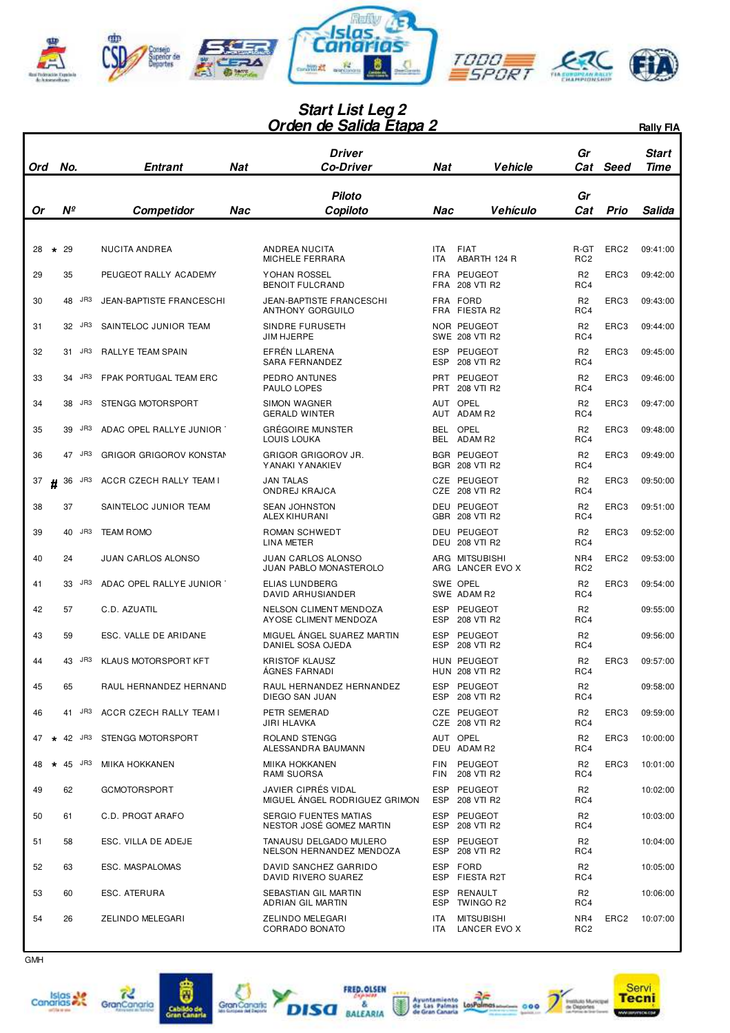# Start List Leg 2
# Orden de Salida Etapa 2

Rally FIA

| Ord | No. | Entrant | Nat | Driver / Co-Driver | Nat | Vehicle | Gr / Cat | Seed | Start Time |
|---|---|---|---|---|---|---|---|---|---|
| Or | Nº | Competidor | Nac | Piloto / Copiloto | Nac | Vehículo | Gr / Cat | Prio | Salida |
| 28 ★ | 29 | NUCITA ANDREA | | ANDREA NUCITA / MICHELE FERRARA | ITA / ITA | FIAT / ABARTH 124 R | R-GT / RC2 | ERC2 | 09:41:00 |
| 29 | 35 | PEUGEOT RALLY ACADEMY | | YOHAN ROSSEL / BENOIT FULCRAND | FRA / FRA | PEUGEOT / 208 VTI R2 | R2 / RC4 | ERC3 | 09:42:00 |
| 30 | 48 JR3 | JEAN-BAPTISTE FRANCESCHI | | JEAN-BAPTISTE FRANCESCHI / ANTHONY GORGUILO | FRA / FRA | FORD / FIESTA R2 | R2 / RC4 | ERC3 | 09:43:00 |
| 31 | 32 JR3 | SAINTELOC JUNIOR TEAM | | SINDRE FURUSETH / JIM HJERPE | NOR / SWE | PEUGEOT / 208 VTI R2 | R2 / RC4 | ERC3 | 09:44:00 |
| 32 | 31 JR3 | RALLYE TEAM SPAIN | | EFRÉN LLARENA / SARA FERNANDEZ | ESP / ESP | PEUGEOT / 208 VTI R2 | R2 / RC4 | ERC3 | 09:45:00 |
| 33 | 34 JR3 | FPAK PORTUGAL TEAM ERC | | PEDRO ANTUNES / PAULO LOPES | PRT / PRT | PEUGEOT / 208 VTI R2 | R2 / RC4 | ERC3 | 09:46:00 |
| 34 | 38 JR3 | STENGG MOTORSPORT | | SIMON WAGNER / GERALD WINTER | AUT / AUT | OPEL / ADAM R2 | R2 / RC4 | ERC3 | 09:47:00 |
| 35 | 39 JR3 | ADAC OPEL RALLYE JUNIOR | | GRÉGOIRE MUNSTER / LOUIS LOUKA | BEL / BEL | OPEL / ADAM R2 | R2 / RC4 | ERC3 | 09:48:00 |
| 36 | 47 JR3 | GRIGOR GRIGOROV KONSTAN | | GRIGOR GRIGOROV JR. / YANAKI YANAKIEV | BGR / BGR | PEUGEOT / 208 VTI R2 | R2 / RC4 | ERC3 | 09:49:00 |
| 37 # | 36 JR3 | ACCR CZECH RALLY TEAM I | | JAN TALAS / ONDREJ KRAJCA | CZE / CZE | PEUGEOT / 208 VTI R2 | R2 / RC4 | ERC3 | 09:50:00 |
| 38 | 37 | SAINTELOC JUNIOR TEAM | | SEAN JOHNSTON / ALEX KIHURANI | DEU / GBR | PEUGEOT / 208 VTI R2 | R2 / RC4 | ERC3 | 09:51:00 |
| 39 | 40 JR3 | TEAM ROMO | | ROMAN SCHWEDT / LINA METER | DEU / DEU | PEUGEOT / 208 VTI R2 | R2 / RC4 | ERC3 | 09:52:00 |
| 40 | 24 | JUAN CARLOS ALONSO | | JUAN CARLOS ALONSO / JUAN PABLO MONASTEROLO | ARG / ARG | MITSUBISHI / LANCER EVO X | NR4 / RC2 | ERC2 | 09:53:00 |
| 41 | 33 JR3 | ADAC OPEL RALLYE JUNIOR | | ELIAS LUNDBERG / DAVID ARHUSIANDER | SWE / SWE | OPEL / ADAM R2 | R2 / RC4 | ERC3 | 09:54:00 |
| 42 | 57 | C.D. AZUATIL | | NELSON CLIMENT MENDOZA / AYOSE CLIMENT MENDOZA | ESP / ESP | PEUGEOT / 208 VTI R2 | R2 / RC4 | | 09:55:00 |
| 43 | 59 | ESC. VALLE DE ARIDANE | | MIGUEL ÁNGEL SUAREZ MARTIN / DANIEL SOSA OJEDA | ESP / ESP | PEUGEOT / 208 VTI R2 | R2 / RC4 | | 09:56:00 |
| 44 | 43 JR3 | KLAUS MOTORSPORT KFT | | KRISTOF KLAUSZ / ÁGNES FARNADI | HUN / HUN | PEUGEOT / 208 VTI R2 | R2 / RC4 | ERC3 | 09:57:00 |
| 45 | 65 | RAUL HERNANDEZ HERNAND | | RAUL HERNANDEZ HERNANDEZ / DIEGO SAN JUAN | ESP / ESP | PEUGEOT / 208 VTI R2 | R2 / RC4 | | 09:58:00 |
| 46 | 41 JR3 | ACCR CZECH RALLY TEAM I | | PETR SEMERAD / JIRI HLAVKA | CZE / CZE | PEUGEOT / 208 VTI R2 | R2 / RC4 | ERC3 | 09:59:00 |
| 47 ★ | 42 JR3 | STENGG MOTORSPORT | | ROLAND STENGG / ALESSANDRA BAUMANN | AUT / DEU | OPEL / ADAM R2 | R2 / RC4 | ERC3 | 10:00:00 |
| 48 ★ | 45 JR3 | MIIKA HOKKANEN | | MIIKA HOKKANEN / RAMI SUORSA | FIN / FIN | PEUGEOT / 208 VTI R2 | R2 / RC4 | ERC3 | 10:01:00 |
| 49 | 62 | GCMOTORSPORT | | JAVIER CIPRÉS VIDAL / MIGUEL ÁNGEL RODRIGUEZ GRIMON | ESP / ESP | PEUGEOT / 208 VTI R2 | R2 / RC4 | | 10:02:00 |
| 50 | 61 | C.D. PROGT ARAFO | | SERGIO FUENTES MATIAS / NESTOR JOSÉ GOMEZ MARTIN | ESP / ESP | PEUGEOT / 208 VTI R2 | R2 / RC4 | | 10:03:00 |
| 51 | 58 | ESC. VILLA DE ADEJE | | TANAUSU DELGADO MULERO / NELSON HERNANDEZ MENDOZA | ESP / ESP | PEUGEOT / 208 VTI R2 | R2 / RC4 | | 10:04:00 |
| 52 | 63 | ESC. MASPALOMAS | | DAVID SANCHEZ GARRIDO / DAVID RIVERO SUAREZ | ESP / ESP | FORD / FIESTA R2T | R2 / RC4 | | 10:05:00 |
| 53 | 60 | ESC. ATERURA | | SEBASTIAN GIL MARTIN / ADRIAN GIL MARTIN | ESP / ESP | RENAULT / TWINGO R2 | R2 / RC4 | | 10:06:00 |
| 54 | 26 | ZELINDO MELEGARI | | ZELINDO MELEGARI / CORRADO BONATO | ITA / ITA | MITSUBISHI / LANCER EVO X | NR4 / RC2 | ERC2 | 10:07:00 |

GMH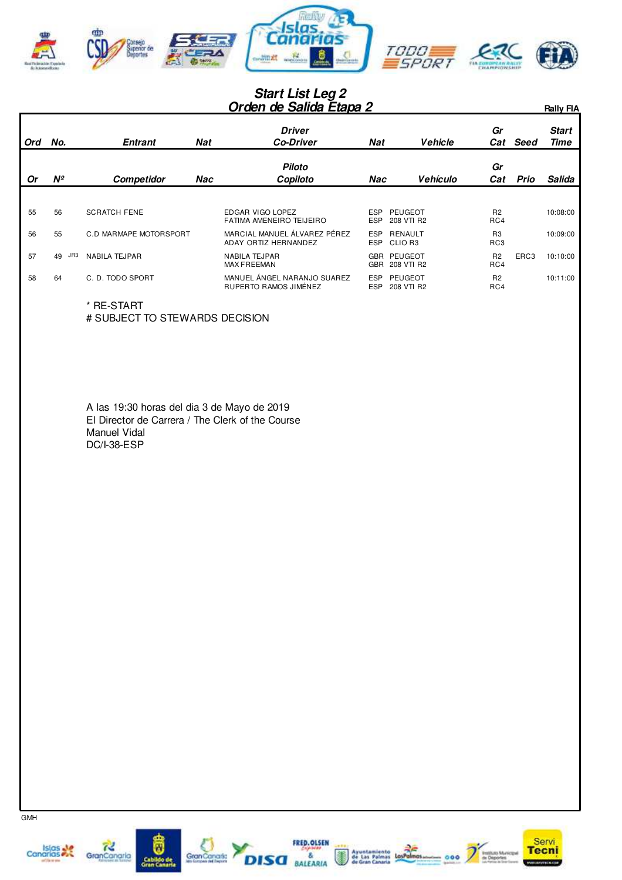# Start List Leg 2
## Orden de Salida Etapa 2

Rally FIA

| Ord / Or | No. / Nº | Entrant / Competidor | Nat / Nac | Driver / Piloto<br>Co-Driver / Copiloto | Nat / Nac | Vehicle / Vehículo | Gr / Cat | Seed / Prio | Start Time / Salida |
|---|---|---|---|---|---|---|---|---|---|
| 55 | 56 | SCRATCH FENE | | EDGAR VIGO LOPEZ<br>FATIMA AMENEIRO TEIJEIRO | ESP<br>ESP | PEUGEOT<br>208 VTI R2 | R2<br>RC4 | | 10:08:00 |
| 56 | 55 | C.D MARMAPE MOTORSPORT | | MARCIAL MANUEL ÁLVAREZ PÉREZ<br>ADAY ORTIZ HERNANDEZ | ESP<br>ESP | RENAULT<br>CLIO R3 | R3<br>RC3 | | 10:09:00 |
| 57 | 49 JR3 | NABILA TEJPAR | | NABILA TEJPAR<br>MAX FREEMAN | GBR<br>GBR | PEUGEOT<br>208 VTI R2 | R2<br>RC4 | ERC3 | 10:10:00 |
| 58 | 64 | C. D. TODO SPORT | | MANUEL ÁNGEL NARANJO SUAREZ<br>RUPERTO RAMOS JIMÉNEZ | ESP<br>ESP | PEUGEOT<br>208 VTI R2 | R2<br>RC4 | | 10:11:00 |

* RE-START
# SUBJECT TO STEWARDS DECISION

A las 19:30 horas del dia 3 de Mayo de 2019
El Director de Carrera / The Clerk of the Course
Manuel Vidal
DC/I-38-ESP

GMH